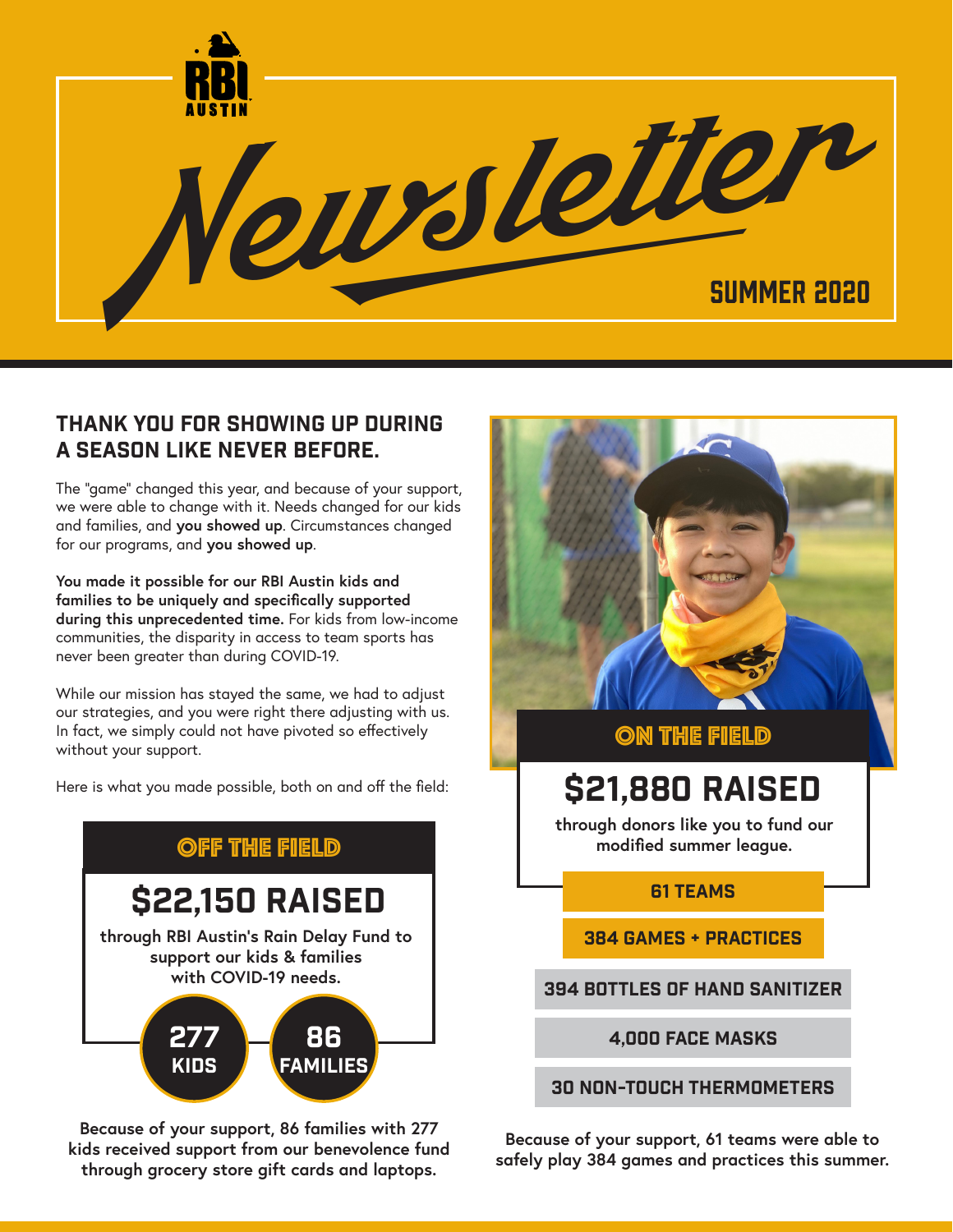RBI AUSTIN

# Newsletter

SUMMER 2020

## THANK YOU FOR SHOWING UP DURING A SEASON LIKE NEVER BEFORE.

The "game" changed this year, and because of your support, we were able to change with it. Needs changed for our kids and families, and **you showed up**. Circumstances changed for our programs, and **you showed up**.

**You made it possible for our RBI Austin kids and families to be uniquely and specifically supported during this unprecedented time.** For kids from low-income communities, the disparity in access to team sports has never been greater than during COVID-19.

While our mission has stayed the same, we had to adjust our strategies, and you were right there adjusting with us. In fact, we simply could not have pivoted so effectively without your support.

Here is what you made possible, both on and off the field:

### OFF THE FIELD

**$22,150 RAISED**

**through RBI Austin's Rain Delay Fund to support our kids & families with COVID-19 needs.**

**277 KIDS**

**86 FAMILIES**

**Because of your support, 86 families with 277 kids received support from our benevolence fund through grocery store gift cards and laptops.**

### ON THE FIELD

**$21,880 RAISED**

**through donors like you to fund our modified summer league.**

- **61 TEAMS**
- **384 GAMES + PRACTICES**
- **394 BOTTLES OF HAND SANITIZER**
- **4,000 FACE MASKS**
- **30 NON-TOUCH THERMOMETERS**

**Because of your support, 61 teams were able to safely play 384 games and practices this summer.**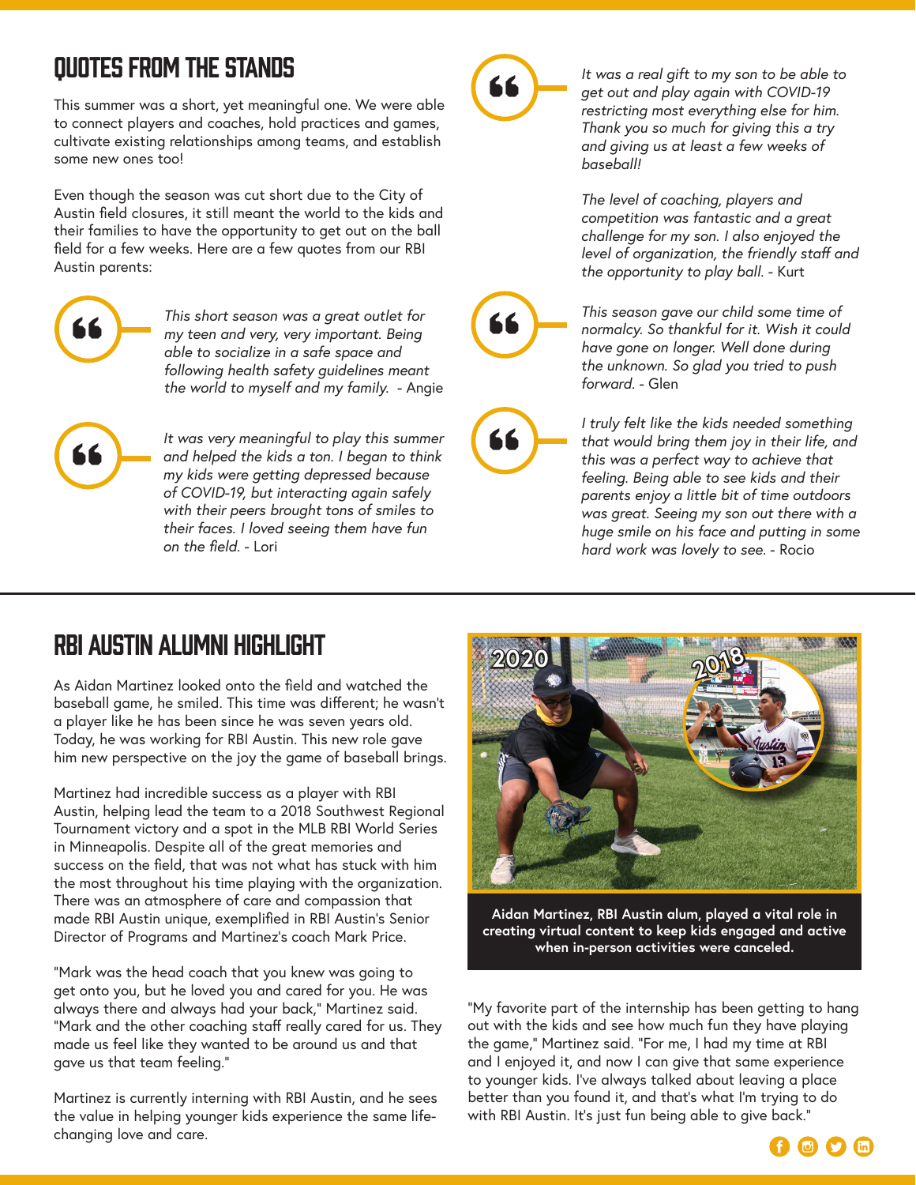## QUOTES FROM THE STANDS

This summer was a short, yet meaningful one. We were able to connect players and coaches, hold practices and games, cultivate existing relationships among teams, and establish some new ones too!

Even though the season was cut short due to the City of Austin field closures, it still meant the world to the kids and their families to have the opportunity to get out on the ball field for a few weeks. Here are a few quotes from our RBI Austin parents:

*This short season was a great outlet for my teen and very, very important. Being able to socialize in a safe space and following health safety guidelines meant the world to myself and my family.* - Angie

*It was very meaningful to play this summer and helped the kids a ton. I began to think my kids were getting depressed because of COVID-19, but interacting again safely with their peers brought tons of smiles to their faces. I loved seeing them have fun on the field.* - Lori

*It was a real gift to my son to be able to get out and play again with COVID-19 restricting most everything else for him. Thank you so much for giving this a try and giving us at least a few weeks of baseball!*

*The level of coaching, players and competition was fantastic and a great challenge for my son. I also enjoyed the level of organization, the friendly staff and the opportunity to play ball.* - Kurt

*This season gave our child some time of normalcy. So thankful for it. Wish it could have gone on longer. Well done during the unknown. So glad you tried to push forward.* - Glen

*I truly felt like the kids needed something that would bring them joy in their life, and this was a perfect way to achieve that feeling. Being able to see kids and their parents enjoy a little bit of time outdoors was great. Seeing my son out there with a huge smile on his face and putting in some hard work was lovely to see.* - Rocio

## RBI AUSTIN ALUMNI HIGHLIGHT

As Aidan Martinez looked onto the field and watched the baseball game, he smiled. This time was different; he wasn't a player like he has been since he was seven years old. Today, he was working for RBI Austin. This new role gave him new perspective on the joy the game of baseball brings.

Martinez had incredible success as a player with RBI Austin, helping lead the team to a 2018 Southwest Regional Tournament victory and a spot in the MLB RBI World Series in Minneapolis. Despite all of the great memories and success on the field, that was not what has stuck with him the most throughout his time playing with the organization. There was an atmosphere of care and compassion that made RBI Austin unique, exemplified in RBI Austin's Senior Director of Programs and Martinez's coach Mark Price.

"Mark was the head coach that you knew was going to get onto you, but he loved you and cared for you. He was always there and always had your back," Martinez said. "Mark and the other coaching staff really cared for us. They made us feel like they wanted to be around us and that gave us that team feeling."

Martinez is currently interning with RBI Austin, and he sees the value in helping younger kids experience the same life-changing love and care.

2020

2018

**Aidan Martinez, RBI Austin alum, played a vital role in creating virtual content to keep kids engaged and active when in-person activities were canceled.**

"My favorite part of the internship has been getting to hang out with the kids and see how much fun they have playing the game," Martinez said. "For me, I had my time at RBI and I enjoyed it, and now I can give that same experience to younger kids. I've always talked about leaving a place better than you found it, and that's what I'm trying to do with RBI Austin. It's just fun being able to give back."